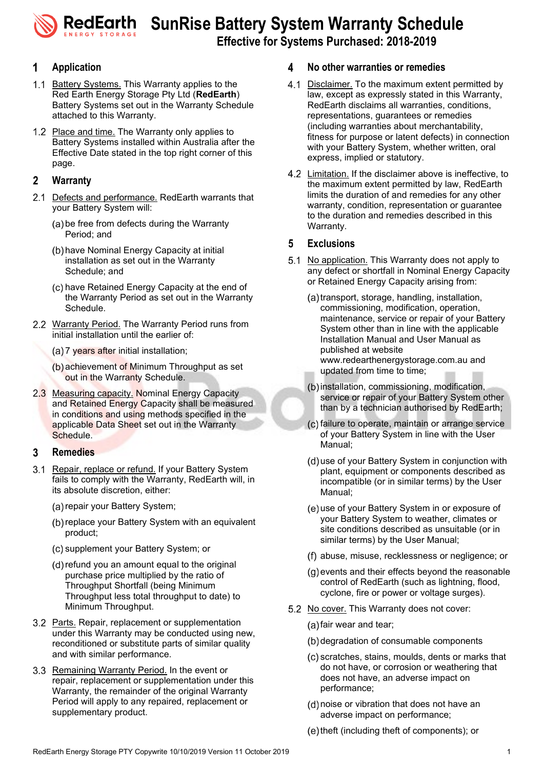# SunRise Battery System Warranty Schedule

**Effective for Systems Purchased: 2018-2019**

## 1 Application

1.1 Battery Systems. This Warranty applies to the Red Earth Energy Storage Pty Ltd (**RedEarth**) Battery Systems set out in the Warranty Schedule attached to this Warranty.

1.2 Place and time. The Warranty only applies to Battery Systems installed within Australia after the Effective Date stated in the top right corner of this page.

## 2 Warranty

2.1 Defects and performance. RedEarth warrants that your Battery System will:

(a) be free from defects during the Warranty Period; and

(b) have Nominal Energy Capacity at initial installation as set out in the Warranty Schedule; and

(c) have Retained Energy Capacity at the end of the Warranty Period as set out in the Warranty Schedule.

2.2 Warranty Period. The Warranty Period runs from initial installation until the earlier of:

(a) 7 years after initial installation;

(b) achievement of Minimum Throughput as set out in the Warranty Schedule.

2.3 Measuring capacity. Nominal Energy Capacity and Retained Energy Capacity shall be measured in conditions and using methods specified in the applicable Data Sheet set out in the Warranty Schedule.

## 3 Remedies

3.1 Repair, replace or refund. If your Battery System fails to comply with the Warranty, RedEarth will, in its absolute discretion, either:

(a) repair your Battery System;

(b) replace your Battery System with an equivalent product;

(c) supplement your Battery System; or

(d) refund you an amount equal to the original purchase price multiplied by the ratio of Throughput Shortfall (being Minimum Throughput less total throughput to date) to Minimum Throughput.

3.2 Parts. Repair, replacement or supplementation under this Warranty may be conducted using new, reconditioned or substitute parts of similar quality and with similar performance.

3.3 Remaining Warranty Period. In the event or repair, replacement or supplementation under this Warranty, the remainder of the original Warranty Period will apply to any repaired, replacement or supplementary product.

## 4 No other warranties or remedies

4.1 Disclaimer. To the maximum extent permitted by law, except as expressly stated in this Warranty, RedEarth disclaims all warranties, conditions, representations, guarantees or remedies (including warranties about merchantability, fitness for purpose or latent defects) in connection with your Battery System, whether written, oral express, implied or statutory.

4.2 Limitation. If the disclaimer above is ineffective, to the maximum extent permitted by law, RedEarth limits the duration of and remedies for any other warranty, condition, representation or guarantee to the duration and remedies described in this Warranty.

## 5 Exclusions

5.1 No application. This Warranty does not apply to any defect or shortfall in Nominal Energy Capacity or Retained Energy Capacity arising from:

(a) transport, storage, handling, installation, commissioning, modification, operation, maintenance, service or repair of your Battery System other than in line with the applicable Installation Manual and User Manual as published at website www.redearthenergystorage.com.au and updated from time to time;

(b) installation, commissioning, modification, service or repair of your Battery System other than by a technician authorised by RedEarth;

(c) failure to operate, maintain or arrange service of your Battery System in line with the User Manual;

(d) use of your Battery System in conjunction with plant, equipment or components described as incompatible (or in similar terms) by the User Manual;

(e) use of your Battery System in or exposure of your Battery System to weather, climates or site conditions described as unsuitable (or in similar terms) by the User Manual;

(f) abuse, misuse, recklessness or negligence; or

(g) events and their effects beyond the reasonable control of RedEarth (such as lightning, flood, cyclone, fire or power or voltage surges).

5.2 No cover. This Warranty does not cover:

(a) fair wear and tear;

(b) degradation of consumable components

(c) scratches, stains, moulds, dents or marks that do not have, or corrosion or weathering that does not have, an adverse impact on performance;

(d) noise or vibration that does not have an adverse impact on performance;

(e) theft (including theft of components); or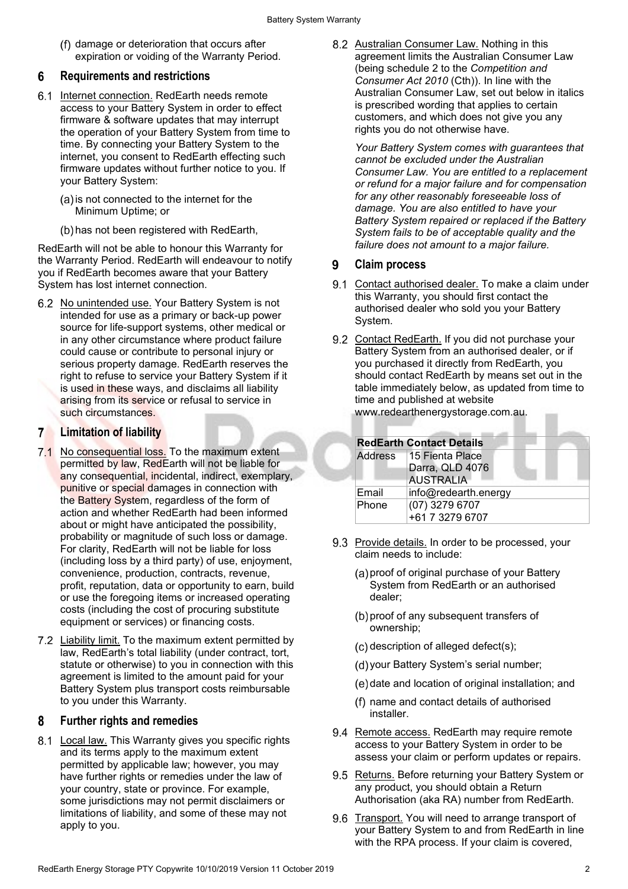(f) damage or deterioration that occurs after expiration or voiding of the Warranty Period.

## 6 Requirements and restrictions

6.1 Internet connection. RedEarth needs remote access to your Battery System in order to effect firmware & software updates that may interrupt the operation of your Battery System from time to time. By connecting your Battery System to the internet, you consent to RedEarth effecting such firmware updates without further notice to you. If your Battery System:

(a) is not connected to the internet for the Minimum Uptime; or

(b) has not been registered with RedEarth,

RedEarth will not be able to honour this Warranty for the Warranty Period. RedEarth will endeavour to notify you if RedEarth becomes aware that your Battery System has lost internet connection.

6.2 No unintended use. Your Battery System is not intended for use as a primary or back-up power source for life-support systems, other medical or in any other circumstance where product failure could cause or contribute to personal injury or serious property damage. RedEarth reserves the right to refuse to service your Battery System if it is used in these ways, and disclaims all liability arising from its service or refusal to service in such circumstances.

## 7 Limitation of liability

7.1 No consequential loss. To the maximum extent permitted by law, RedEarth will not be liable for any consequential, incidental, indirect, exemplary, punitive or special damages in connection with the Battery System, regardless of the form of action and whether RedEarth had been informed about or might have anticipated the possibility, probability or magnitude of such loss or damage. For clarity, RedEarth will not be liable for loss (including loss by a third party) of use, enjoyment, convenience, production, contracts, revenue, profit, reputation, data or opportunity to earn, build or use the foregoing items or increased operating costs (including the cost of procuring substitute equipment or services) or financing costs.

7.2 Liability limit. To the maximum extent permitted by law, RedEarth's total liability (under contract, tort, statute or otherwise) to you in connection with this agreement is limited to the amount paid for your Battery System plus transport costs reimbursable to you under this Warranty.

## 8 Further rights and remedies

8.1 Local law. This Warranty gives you specific rights and its terms apply to the maximum extent permitted by applicable law; however, you may have further rights or remedies under the law of your country, state or province. For example, some jurisdictions may not permit disclaimers or limitations of liability, and some of these may not apply to you.

8.2 Australian Consumer Law. Nothing in this agreement limits the Australian Consumer Law (being schedule 2 to the *Competition and Consumer Act 2010* (Cth)). In line with the Australian Consumer Law, set out below in italics is prescribed wording that applies to certain customers, and which does not give you any rights you do not otherwise have.

*Your Battery System comes with guarantees that cannot be excluded under the Australian Consumer Law. You are entitled to a replacement or refund for a major failure and for compensation for any other reasonably foreseeable loss of damage. You are also entitled to have your Battery System repaired or replaced if the Battery System fails to be of acceptable quality and the failure does not amount to a major failure.*

## 9 Claim process

9.1 Contact authorised dealer. To make a claim under this Warranty, you should first contact the authorised dealer who sold you your Battery System.

9.2 Contact RedEarth. If you did not purchase your Battery System from an authorised dealer, or if you purchased it directly from RedEarth, you should contact RedEarth by means set out in the table immediately below, as updated from time to time and published at website www.redearthenergystorage.com.au.

| RedEarth Contact Details | |
|---|---|
| Address | 15 Fienta Place<br>Darra, QLD 4076<br>AUSTRALIA |
| Email | info@redearth.energy |
| Phone | (07) 3279 6707<br>+61 7 3279 6707 |

9.3 Provide details. In order to be processed, your claim needs to include:

(a) proof of original purchase of your Battery System from RedEarth or an authorised dealer;

(b) proof of any subsequent transfers of ownership;

(c) description of alleged defect(s);

(d) your Battery System's serial number;

(e) date and location of original installation; and

(f) name and contact details of authorised installer.

9.4 Remote access. RedEarth may require remote access to your Battery System in order to be assess your claim or perform updates or repairs.

9.5 Returns. Before returning your Battery System or any product, you should obtain a Return Authorisation (aka RA) number from RedEarth.

9.6 Transport. You will need to arrange transport of your Battery System to and from RedEarth in line with the RPA process. If your claim is covered,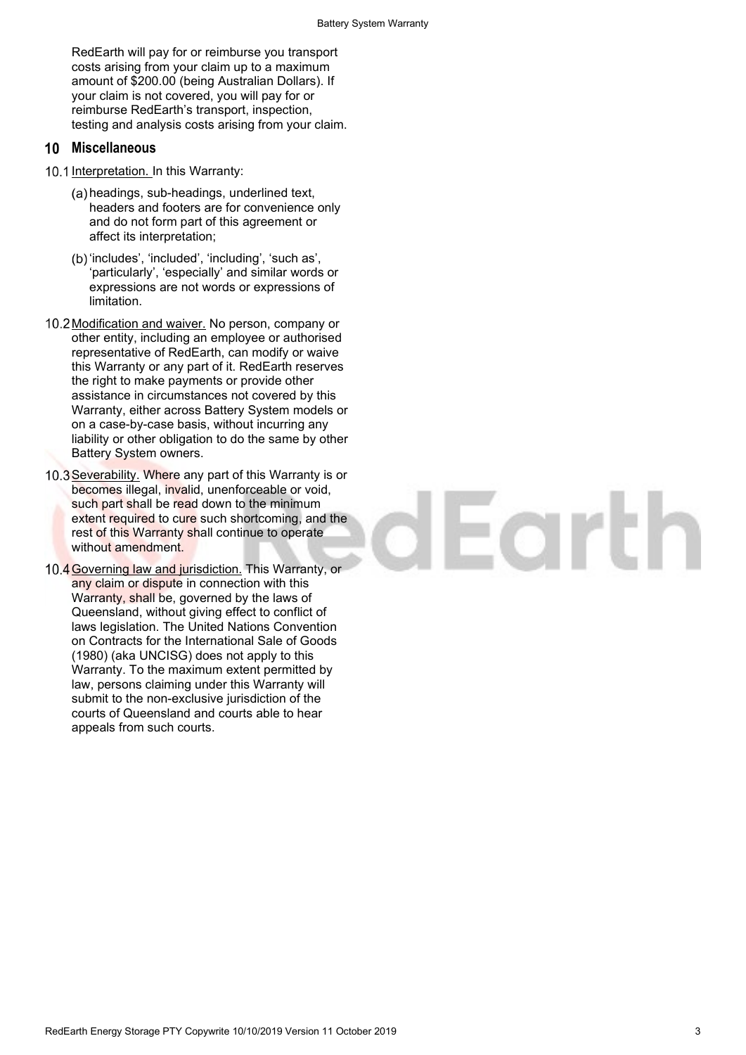RedEarth will pay for or reimburse you transport costs arising from your claim up to a maximum amount of $200.00 (being Australian Dollars). If your claim is not covered, you will pay for or reimburse RedEarth's transport, inspection, testing and analysis costs arising from your claim.

## 10 Miscellaneous

10.1 Interpretation. In this Warranty:

(a) headings, sub-headings, underlined text, headers and footers are for convenience only and do not form part of this agreement or affect its interpretation;

(b) 'includes', 'included', 'including', 'such as', 'particularly', 'especially' and similar words or expressions are not words or expressions of limitation.

10.2 Modification and waiver. No person, company or other entity, including an employee or authorised representative of RedEarth, can modify or waive this Warranty or any part of it. RedEarth reserves the right to make payments or provide other assistance in circumstances not covered by this Warranty, either across Battery System models or on a case-by-case basis, without incurring any liability or other obligation to do the same by other Battery System owners.

10.3 Severability. Where any part of this Warranty is or becomes illegal, invalid, unenforceable or void, such part shall be read down to the minimum extent required to cure such shortcoming, and the rest of this Warranty shall continue to operate without amendment.

10.4 Governing law and jurisdiction. This Warranty, or any claim or dispute in connection with this Warranty, shall be, governed by the laws of Queensland, without giving effect to conflict of laws legislation. The United Nations Convention on Contracts for the International Sale of Goods (1980) (aka UNCISG) does not apply to this Warranty. To the maximum extent permitted by law, persons claiming under this Warranty will submit to the non-exclusive jurisdiction of the courts of Queensland and courts able to hear appeals from such courts.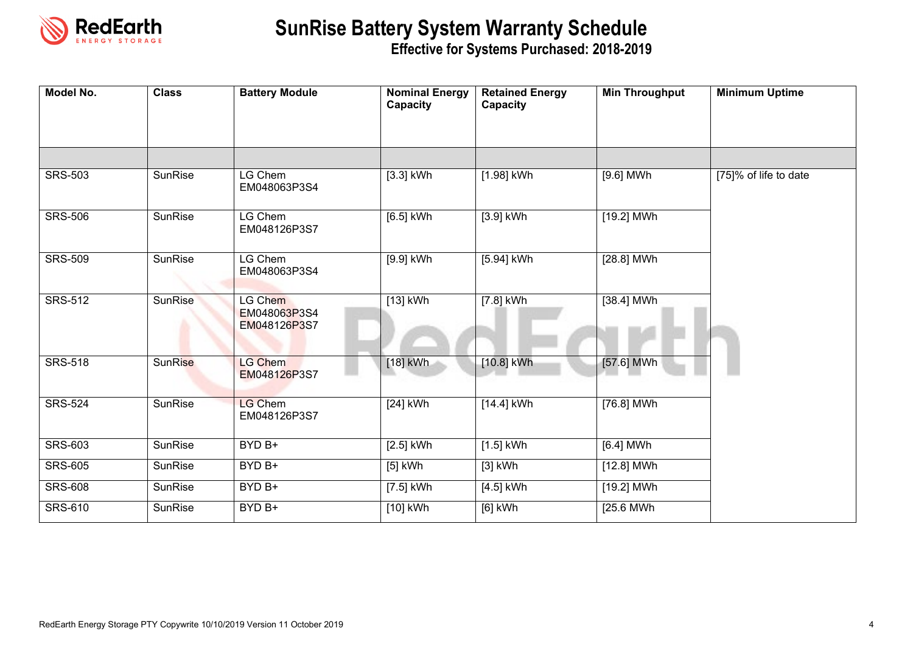# SunRise Battery System Warranty Schedule

## Effective for Systems Purchased: 2018-2019

| Model No. | Class | Battery Module | Nominal Energy Capacity | Retained Energy Capacity | Min Throughput | Minimum Uptime |
|---|---|---|---|---|---|---|
| | | | | | | |
| SRS-503 | SunRise | LG Chem EM048063P3S4 | [3.3] kWh | [1.98] kWh | [9.6] MWh | [75]% of life to date |
| SRS-506 | SunRise | LG Chem EM048126P3S7 | [6.5] kWh | [3.9] kWh | [19.2] MWh | |
| SRS-509 | SunRise | LG Chem EM048063P3S4 | [9.9] kWh | [5.94] kWh | [28.8] MWh | |
| SRS-512 | SunRise | LG Chem EM048063P3S4 EM048126P3S7 | [13] kWh | [7.8] kWh | [38.4] MWh | |
| SRS-518 | SunRise | LG Chem EM048126P3S7 | [18] kWh | [10.8] kWh | [57.6] MWh | |
| SRS-524 | SunRise | LG Chem EM048126P3S7 | [24] kWh | [14.4] kWh | [76.8] MWh | |
| SRS-603 | SunRise | BYD B+ | [2.5] kWh | [1.5] kWh | [6.4] MWh | |
| SRS-605 | SunRise | BYD B+ | [5] kWh | [3] kWh | [12.8] MWh | |
| SRS-608 | SunRise | BYD B+ | [7.5] kWh | [4.5] kWh | [19.2] MWh | |
| SRS-610 | SunRise | BYD B+ | [10] kWh | [6] kWh | [25.6 MWh | |

RedEarth Energy Storage PTY Copywrite 10/10/2019 Version 11 October 2019